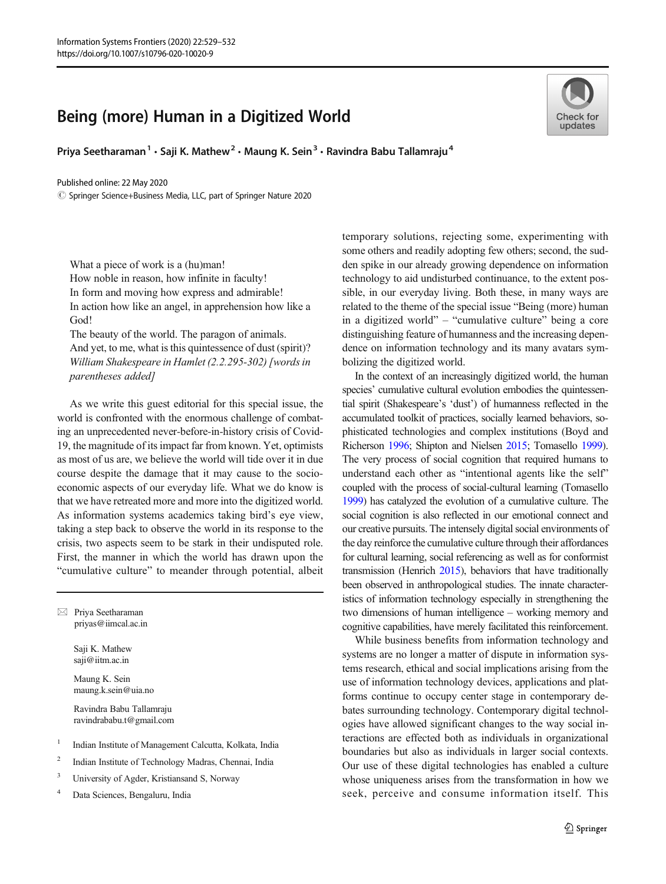# Being (more) Human in a Digitized World

**Priya Seetharaman**[1] · **Saji K. Mathew**[2] · **Maung K. Sein**[3] · **Ravindra Babu Tallamraju**[4]

Published online: 22 May 2020
© Springer Science+Business Media, LLC, part of Springer Nature 2020

> What a piece of work is a (hu)man!
> How noble in reason, how infinite in faculty!
> In form and moving how express and admirable!
> In action how like an angel, in apprehension how like a God!
> The beauty of the world. The paragon of animals.
> And yet, to me, what is this quintessence of dust (spirit)?
> *William Shakespeare in Hamlet (2.2.295-302) [words in parentheses added]*

As we write this guest editorial for this special issue, the world is confronted with the enormous challenge of combating an unprecedented never-before-in-history crisis of Covid-19, the magnitude of its impact far from known. Yet, optimists as most of us are, we believe the world will tide over it in due course despite the damage that it may cause to the socio-economic aspects of our everyday life. What we do know is that we have retreated more and more into the digitized world. As information systems academics taking bird's eye view, taking a step back to observe the world in its response to the crisis, two aspects seem to be stark in their undisputed role. First, the manner in which the world has drawn upon the "cumulative culture" to meander through potential, albeit temporary solutions, rejecting some, experimenting with some others and readily adopting few others; second, the sudden spike in our already growing dependence on information technology to aid undisturbed continuance, to the extent possible, in our everyday living. Both these, in many ways are related to the theme of the special issue "Being (more) human in a digitized world" – "cumulative culture" being a core distinguishing feature of humanness and the increasing dependence on information technology and its many avatars symbolizing the digitized world.

In the context of an increasingly digitized world, the human species' cumulative cultural evolution embodies the quintessential spirit (Shakespeare's 'dust') of humanness reflected in the accumulated toolkit of practices, socially learned behaviors, sophisticated technologies and complex institutions (Boyd and Richerson 1996; Shipton and Nielsen 2015; Tomasello 1999). The very process of social cognition that required humans to understand each other as "intentional agents like the self" coupled with the process of social-cultural learning (Tomasello 1999) has catalyzed the evolution of a cumulative culture. The social cognition is also reflected in our emotional connect and our creative pursuits. The intensely digital social environments of the day reinforce the cumulative culture through their affordances for cultural learning, social referencing as well as for conformist transmission (Henrich 2015), behaviors that have traditionally been observed in anthropological studies. The innate characteristics of information technology especially in strengthening the two dimensions of human intelligence – working memory and cognitive capabilities, have merely facilitated this reinforcement.

While business benefits from information technology and systems are no longer a matter of dispute in information systems research, ethical and social implications arising from the use of information technology devices, applications and platforms continue to occupy center stage in contemporary debates surrounding technology. Contemporary digital technologies have allowed significant changes to the way social interactions are effected both as individuals in organizational boundaries but also as individuals in larger social contexts. Our use of these digital technologies has enabled a culture whose uniqueness arises from the transformation in how we seek, perceive and consume information itself. This

---

✉ Priya Seetharaman
priyas@iimcal.ac.in

Saji K. Mathew
saji@iitm.ac.in

Maung K. Sein
maung.k.sein@uia.no

Ravindra Babu Tallamraju
ravindrababu.t@gmail.com

[1] Indian Institute of Management Calcutta, Kolkata, India
[2] Indian Institute of Technology Madras, Chennai, India
[3] University of Agder, Kristiansand S, Norway
[4] Data Sciences, Bengaluru, India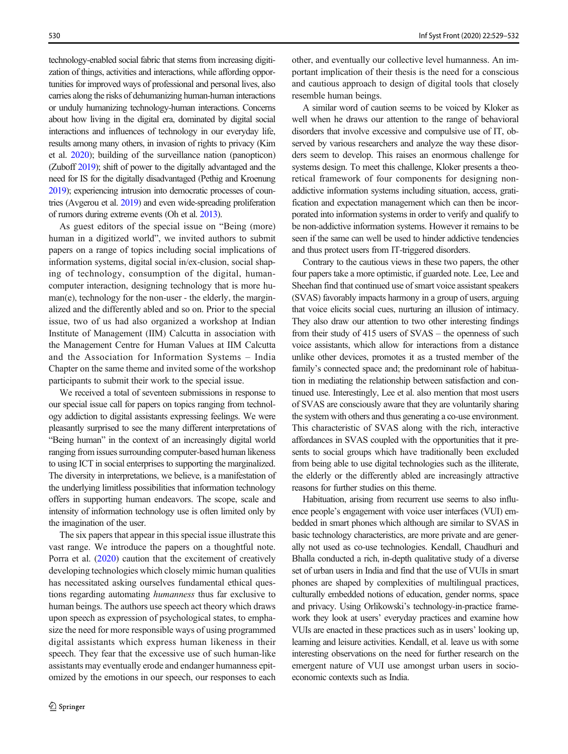technology-enabled social fabric that stems from increasing digitization of things, activities and interactions, while affording opportunities for improved ways of professional and personal lives, also carries along the risks of dehumanizing human-human interactions or unduly humanizing technology-human interactions. Concerns about how living in the digital era, dominated by digital social interactions and influences of technology in our everyday life, results among many others, in invasion of rights to privacy (Kim et al. 2020); building of the surveillance nation (panopticon) (Zuboff 2019); shift of power to the digitally advantaged and the need for IS for the digitally disadvantaged (Pethig and Kroenung 2019); experiencing intrusion into democratic processes of countries (Avgerou et al. 2019) and even wide-spreading proliferation of rumors during extreme events (Oh et al. 2013).

As guest editors of the special issue on "Being (more) human in a digitized world", we invited authors to submit papers on a range of topics including social implications of information systems, digital social in/ex-clusion, social shaping of technology, consumption of the digital, human-computer interaction, designing technology that is more human(e), technology for the non-user - the elderly, the marginalized and the differently abled and so on. Prior to the special issue, two of us had also organized a workshop at Indian Institute of Management (IIM) Calcutta in association with the Management Centre for Human Values at IIM Calcutta and the Association for Information Systems – India Chapter on the same theme and invited some of the workshop participants to submit their work to the special issue.

We received a total of seventeen submissions in response to our special issue call for papers on topics ranging from technology addiction to digital assistants expressing feelings. We were pleasantly surprised to see the many different interpretations of "Being human" in the context of an increasingly digital world ranging from issues surrounding computer-based human likeness to using ICT in social enterprises to supporting the marginalized. The diversity in interpretations, we believe, is a manifestation of the underlying limitless possibilities that information technology offers in supporting human endeavors. The scope, scale and intensity of information technology use is often limited only by the imagination of the user.

The six papers that appear in this special issue illustrate this vast range. We introduce the papers on a thoughtful note. Porra et al. (2020) caution that the excitement of creatively developing technologies which closely mimic human qualities has necessitated asking ourselves fundamental ethical questions regarding automating *humanness* thus far exclusive to human beings. The authors use speech act theory which draws upon speech as expression of psychological states, to emphasize the need for more responsible ways of using programmed digital assistants which express human likeness in their speech. They fear that the excessive use of such human-like assistants may eventually erode and endanger humanness epitomized by the emotions in our speech, our responses to each other, and eventually our collective level humanness. An important implication of their thesis is the need for a conscious and cautious approach to design of digital tools that closely resemble human beings.

A similar word of caution seems to be voiced by Kloker as well when he draws our attention to the range of behavioral disorders that involve excessive and compulsive use of IT, observed by various researchers and analyze the way these disorders seem to develop. This raises an enormous challenge for systems design. To meet this challenge, Kloker presents a theoretical framework of four components for designing non-addictive information systems including situation, access, gratification and expectation management which can then be incorporated into information systems in order to verify and qualify to be non-addictive information systems. However it remains to be seen if the same can well be used to hinder addictive tendencies and thus protect users from IT-triggered disorders.

Contrary to the cautious views in these two papers, the other four papers take a more optimistic, if guarded note. Lee, Lee and Sheehan find that continued use of smart voice assistant speakers (SVAS) favorably impacts harmony in a group of users, arguing that voice elicits social cues, nurturing an illusion of intimacy. They also draw our attention to two other interesting findings from their study of 415 users of SVAS – the openness of such voice assistants, which allow for interactions from a distance unlike other devices, promotes it as a trusted member of the family's connected space and; the predominant role of habituation in mediating the relationship between satisfaction and continued use. Interestingly, Lee et al. also mention that most users of SVAS are consciously aware that they are voluntarily sharing the system with others and thus generating a co-use environment. This characteristic of SVAS along with the rich, interactive affordances in SVAS coupled with the opportunities that it presents to social groups which have traditionally been excluded from being able to use digital technologies such as the illiterate, the elderly or the differently abled are increasingly attractive reasons for further studies on this theme.

Habituation, arising from recurrent use seems to also influence people's engagement with voice user interfaces (VUI) embedded in smart phones which although are similar to SVAS in basic technology characteristics, are more private and are generally not used as co-use technologies. Kendall, Chaudhuri and Bhalla conducted a rich, in-depth qualitative study of a diverse set of urban users in India and find that the use of VUIs in smart phones are shaped by complexities of multilingual practices, culturally embedded notions of education, gender norms, space and privacy. Using Orlikowski's technology-in-practice framework they look at users' everyday practices and examine how VUIs are enacted in these practices such as in users' looking up, learning and leisure activities. Kendall, et al. leave us with some interesting observations on the need for further research on the emergent nature of VUI use amongst urban users in socio-economic contexts such as India.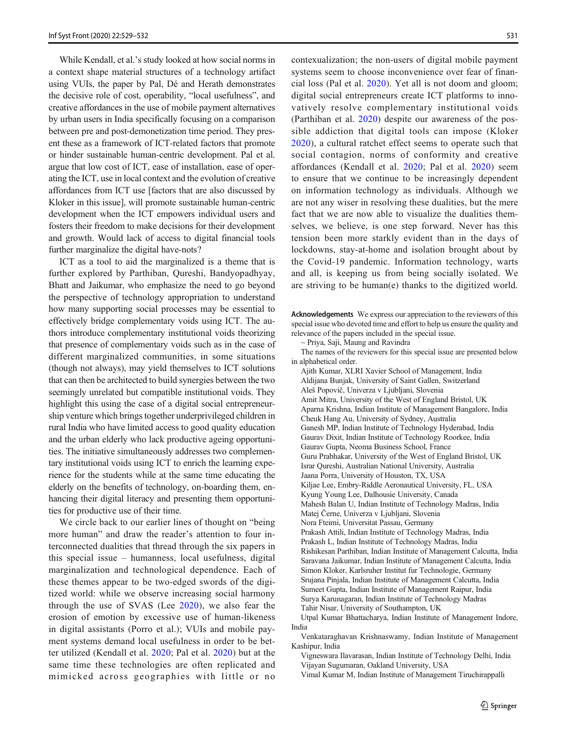While Kendall, et al.'s study looked at how social norms in a context shape material structures of a technology artifact using VUIs, the paper by Pal, Dé and Herath demonstrates the decisive role of cost, operability, "local usefulness", and creative affordances in the use of mobile payment alternatives by urban users in India specifically focusing on a comparison between pre and post-demonetization time period. They present these as a framework of ICT-related factors that promote or hinder sustainable human-centric development. Pal et al. argue that low cost of ICT, ease of installation, ease of operating the ICT, use in local context and the evolution of creative affordances from ICT use [factors that are also discussed by Kloker in this issue], will promote sustainable human-centric development when the ICT empowers individual users and fosters their freedom to make decisions for their development and growth. Would lack of access to digital financial tools further marginalize the digital have-nots?

ICT as a tool to aid the marginalized is a theme that is further explored by Parthiban, Qureshi, Bandyopadhyay, Bhatt and Jaikumar, who emphasize the need to go beyond the perspective of technology appropriation to understand how many supporting social processes may be essential to effectively bridge complementary voids using ICT. The authors introduce complementary institutional voids theorizing that presence of complementary voids such as in the case of different marginalized communities, in some situations (though not always), may yield themselves to ICT solutions that can then be architected to build synergies between the two seemingly unrelated but compatible institutional voids. They highlight this using the case of a digital social entrepreneurship venture which brings together underprivileged children in rural India who have limited access to good quality education and the urban elderly who lack productive ageing opportunities. The initiative simultaneously addresses two complementary institutional voids using ICT to enrich the learning experience for the students while at the same time educating the elderly on the benefits of technology, on-boarding them, enhancing their digital literacy and presenting them opportunities for productive use of their time.

We circle back to our earlier lines of thought on "being more human" and draw the reader's attention to four interconnected dualities that thread through the six papers in this special issue – humanness, local usefulness, digital marginalization and technological dependence. Each of these themes appear to be two-edged swords of the digitized world: while we observe increasing social harmony through the use of SVAS (Lee 2020), we also fear the erosion of emotion by excessive use of human-likeness in digital assistants (Porro et al.); VUIs and mobile payment systems demand local usefulness in order to be better utilized (Kendall et al. 2020; Pal et al. 2020) but at the same time these technologies are often replicated and mimicked across geographies with little or no contexualization; the non-users of digital mobile payment systems seem to choose inconvenience over fear of financial loss (Pal et al. 2020). Yet all is not doom and gloom; digital social entrepreneurs create ICT platforms to innovatively resolve complementary institutional voids (Parthiban et al. 2020) despite our awareness of the possible addiction that digital tools can impose (Kloker 2020), a cultural ratchet effect seems to operate such that social contagion, norms of conformity and creative affordances (Kendall et al. 2020; Pal et al. 2020) seem to ensure that we continue to be increasingly dependent on information technology as individuals. Although we are not any wiser in resolving these dualities, but the mere fact that we are now able to visualize the dualities themselves, we believe, is one step forward. Never has this tension been more starkly evident than in the days of lockdowns, stay-at-home and isolation brought about by the Covid-19 pandemic. Information technology, warts and all, is keeping us from being socially isolated. We are striving to be human(e) thanks to the digitized world.

**Acknowledgements** We express our appreciation to the reviewers of this special issue who devoted time and effort to help us ensure the quality and relevance of the papers included in the special issue.

~ Priya, Saji, Maung and Ravindra

The names of the reviewers for this special issue are presented below in alphabetical order.

Ajith Kumar, XLRI Xavier School of Management, India
Aldijana Bunjak, University of Saint Gallen, Switzerland
Aleš Popovič, Univerza v Ljubljani, Slovenia
Amit Mitra, University of the West of England Bristol, UK
Aparna Krishna, Indian Institute of Management Bangalore, India
Cheuk Hang Au, University of Sydney, Australia
Ganesh MP, Indian Institute of Technology Hyderabad, India
Gaurav Dixit, Indian Institute of Technology Roorkee, India
Gaurav Gupta, Neoma Business School, France
Guru Prabhakar, University of the West of England Bristol, UK
Israr Qureshi, Australian National University, Australia
Jaana Porra, University of Houston, TX, USA
Kiljae Lee, Embry-Riddle Aeronautical University, FL, USA
Kyung Young Lee, Dalhousie University, Canada
Mahesh Balan U, Indian Institute of Technology Madras, India
Matej Černe, Univerza v Ljubljani, Slovenia
Nora Fteimi, Universitat Passau, Germany
Prakash Attili, Indian Institute of Technology Madras, India
Prakash L, Indian Institute of Technology Madras, India
Rishikesan Parthiban, Indian Institute of Management Calcutta, India
Saravana Jaikumar, Indian Institute of Management Calcutta, India
Simon Kloker, Karlsruher Institut fur Technologie, Germany
Srujana Pinjala, Indian Institute of Management Calcutta, India
Sumeet Gupta, Indian Institute of Management Raipur, India
Surya Karunagaran, Indian Institute of Technology Madras
Tahir Nisar, University of Southampton, UK
Utpal Kumar Bhattacharya, Indian Institute of Management Indore, India
Venkataraghavan Krishnaswamy, Indian Institute of Management Kashipur, India
Vigneswara Ilavarasan, Indian Institute of Technology Delhi, India
Vijayan Sugumaran, Oakland University, USA
Vimal Kumar M, Indian Institute of Management Tiruchirappalli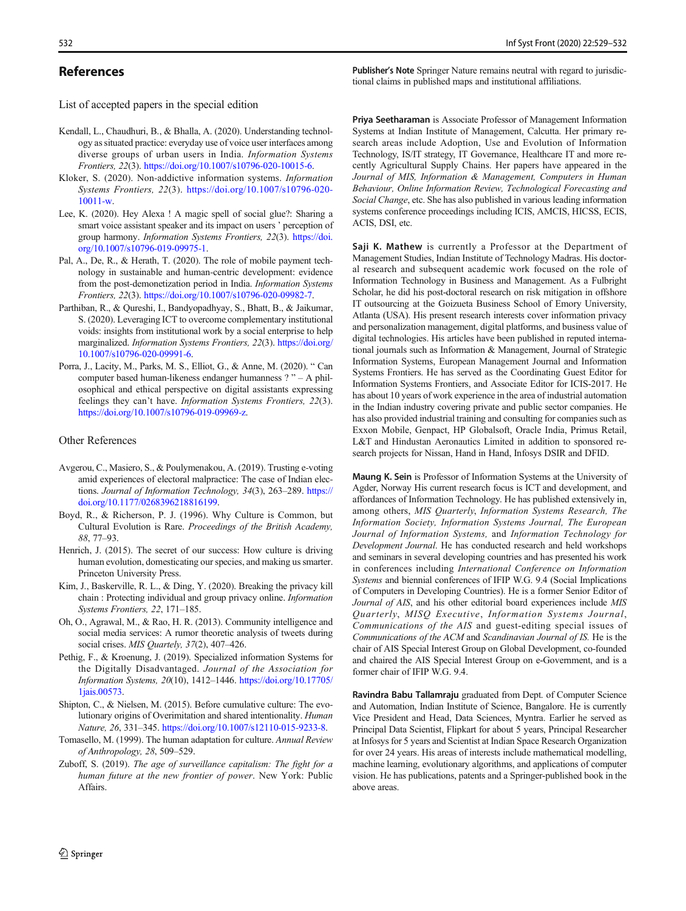## References

List of accepted papers in the special edition

Kendall, L., Chaudhuri, B., & Bhalla, A. (2020). Understanding technology as situated practice: everyday use of voice user interfaces among diverse groups of urban users in India. *Information Systems Frontiers, 22*(3). https://doi.org/10.1007/s10796-020-10015-6.

Kloker, S. (2020). Non-addictive information systems. *Information Systems Frontiers, 22*(3). https://doi.org/10.1007/s10796-020-10011-w.

Lee, K. (2020). Hey Alexa ! A magic spell of social glue?: Sharing a smart voice assistant speaker and its impact on users ' perception of group harmony. *Information Systems Frontiers, 22*(3). https://doi.org/10.1007/s10796-019-09975-1.

Pal, A., De, R., & Herath, T. (2020). The role of mobile payment technology in sustainable and human-centric development: evidence from the post-demonetization period in India. *Information Systems Frontiers, 22*(3). https://doi.org/10.1007/s10796-020-09982-7.

Parthiban, R., & Qureshi, I., Bandyopadhyay, S., Bhatt, B., & Jaikumar, S. (2020). Leveraging ICT to overcome complementary institutional voids: insights from institutional work by a social enterprise to help marginalized. *Information Systems Frontiers, 22*(3). https://doi.org/10.1007/s10796-020-09991-6.

Porra, J., Lacity, M., Parks, M. S., Elliot, G., & Anne, M. (2020). " Can computer based human-likeness endanger humanness ? " – A philosophical and ethical perspective on digital assistants expressing feelings they can't have. *Information Systems Frontiers, 22*(3). https://doi.org/10.1007/s10796-019-09969-z.

Other References

Avgerou, C., Masiero, S., & Poulymenakou, A. (2019). Trusting e-voting amid experiences of electoral malpractice: The case of Indian elections. *Journal of Information Technology, 34*(3), 263–289. https://doi.org/10.1177/0268396218816199.

Boyd, R., & Richerson, P. J. (1996). Why Culture is Common, but Cultural Evolution is Rare. *Proceedings of the British Academy, 88*, 77–93.

Henrich, J. (2015). The secret of our success: How culture is driving human evolution, domesticating our species, and making us smarter. Princeton University Press.

Kim, J., Baskerville, R. L., & Ding, Y. (2020). Breaking the privacy kill chain : Protecting individual and group privacy online. *Information Systems Frontiers, 22*, 171–185.

Oh, O., Agrawal, M., & Rao, H. R. (2013). Community intelligence and social media services: A rumor theoretic analysis of tweets during social crises. *MIS Quartely, 37*(2), 407–426.

Pethig, F., & Kroenung, J. (2019). Specialized information Systems for the Digitally Disadvantaged. *Journal of the Association for Information Systems, 20*(10), 1412–1446. https://doi.org/10.17705/1jais.00573.

Shipton, C., & Nielsen, M. (2015). Before cumulative culture: The evolutionary origins of Overimitation and shared intentionality. *Human Nature, 26*, 331–345. https://doi.org/10.1007/s12110-015-9233-8.

Tomasello, M. (1999). The human adaptation for culture. *Annual Review of Anthropology, 28*, 509–529.

Zuboff, S. (2019). *The age of surveillance capitalism: The fight for a human future at the new frontier of power*. New York: Public Affairs.

**Publisher's Note** Springer Nature remains neutral with regard to jurisdictional claims in published maps and institutional affiliations.

**Priya Seetharaman** is Associate Professor of Management Information Systems at Indian Institute of Management, Calcutta. Her primary research areas include Adoption, Use and Evolution of Information Technology, IS/IT strategy, IT Governance, Healthcare IT and more recently Agricultural Supply Chains. Her papers have appeared in the *Journal of MIS, Information & Management, Computers in Human Behaviour, Online Information Review, Technological Forecasting and Social Change*, etc. She has also published in various leading information systems conference proceedings including ICIS, AMCIS, HICSS, ECIS, ACIS, DSI, etc.

**Saji K. Mathew** is currently a Professor at the Department of Management Studies, Indian Institute of Technology Madras. His doctoral research and subsequent academic work focused on the role of Information Technology in Business and Management. As a Fulbright Scholar, he did his post-doctoral research on risk mitigation in offshore IT outsourcing at the Goizueta Business School of Emory University, Atlanta (USA). His present research interests cover information privacy and personalization management, digital platforms, and business value of digital technologies. His articles have been published in reputed international journals such as Information & Management, Journal of Strategic Information Systems, European Management Journal and Information Systems Frontiers. He has served as the Coordinating Guest Editor for Information Systems Frontiers, and Associate Editor for ICIS-2017. He has about 10 years of work experience in the area of industrial automation in the Indian industry covering private and public sector companies. He has also provided industrial training and consulting for companies such as Exxon Mobile, Genpact, HP Globalsoft, Oracle India, Primus Retail, L&T and Hindustan Aeronautics Limited in addition to sponsored research projects for Nissan, Hand in Hand, Infosys DSIR and DFID.

**Maung K. Sein** is Professor of Information Systems at the University of Agder, Norway His current research focus is ICT and development, and affordances of Information Technology. He has published extensively in, among others, *MIS Quarterly*, *Information Systems Research, The Information Society, Information Systems Journal, The European Journal of Information Systems,* and *Information Technology for Development Journal.* He has conducted research and held workshops and seminars in several developing countries and has presented his work in conferences including *International Conference on Information Systems* and biennial conferences of IFIP W.G. 9.4 (Social Implications of Computers in Developing Countries). He is a former Senior Editor of *Journal of AIS*, and his other editorial board experiences include *MIS Quarterly*, *MISQ Executive*, *Information Systems Journal*, *Communications of the AIS* and guest-editing special issues of *Communications of the ACM* and *Scandinavian Journal of IS.* He is the chair of AIS Special Interest Group on Global Development, co-founded and chaired the AIS Special Interest Group on e-Government, and is a former chair of IFIP W.G. 9.4.

**Ravindra Babu Tallamraju** graduated from Dept. of Computer Science and Automation, Indian Institute of Science, Bangalore. He is currently Vice President and Head, Data Sciences, Myntra. Earlier he served as Principal Data Scientist, Flipkart for about 5 years, Principal Researcher at Infosys for 5 years and Scientist at Indian Space Research Organization for over 24 years. His areas of interests include mathematical modelling, machine learning, evolutionary algorithms, and applications of computer vision. He has publications, patents and a Springer-published book in the above areas.